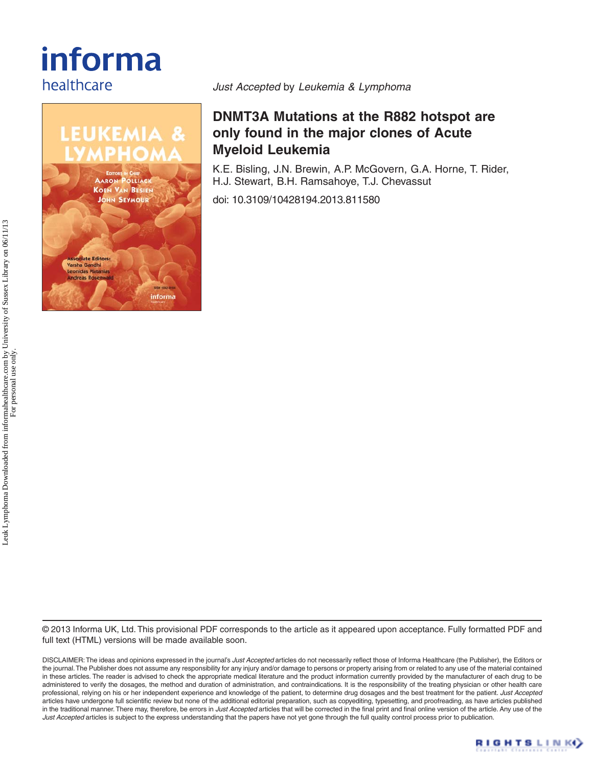informa healthcare

*Just Accepted* by *Leukemia & Lymphoma*

# DNMT3A Mutations at the R882 hotspot are only found in the major clones of Acute Myeloid Leukemia

K.E. Bisling, J.N. Brewin, A.P. McGovern, G.A. Horne, T. Rider, H.J. Stewart, B.H. Ramsahoye, T.J. Chevassut

doi: 10.3109/10428194.2013.811580

Leuk Lymphoma Downloaded from informahealthcare.com by University of Sussex Library on 06/11/13
For personal use only.

© 2013 Informa UK, Ltd. This provisional PDF corresponds to the article as it appeared upon acceptance. Fully formatted PDF and full text (HTML) versions will be made available soon.

DISCLAIMER: The ideas and opinions expressed in the journal's *Just Accepted* articles do not necessarily reflect those of Informa Healthcare (the Publisher), the Editors or the journal. The Publisher does not assume any responsibility for any injury and/or damage to persons or property arising from or related to any use of the material contained in these articles. The reader is advised to check the appropriate medical literature and the product information currently provided by the manufacturer of each drug to be administered to verify the dosages, the method and duration of administration, and contraindications. It is the responsibility of the treating physician or other health care professional, relying on his or her independent experience and knowledge of the patient, to determine drug dosages and the best treatment for the patient. *Just Accepted* articles have undergone full scientific review but none of the additional editorial preparation, such as copyediting, typesetting, and proofreading, as have articles published in the traditional manner. There may, therefore, be errors in *Just Accepted* articles that will be corrected in the final print and final online version of the article. Any use of the *Just Accepted* articles is subject to the express understanding that the papers have not yet gone through the full quality control process prior to publication.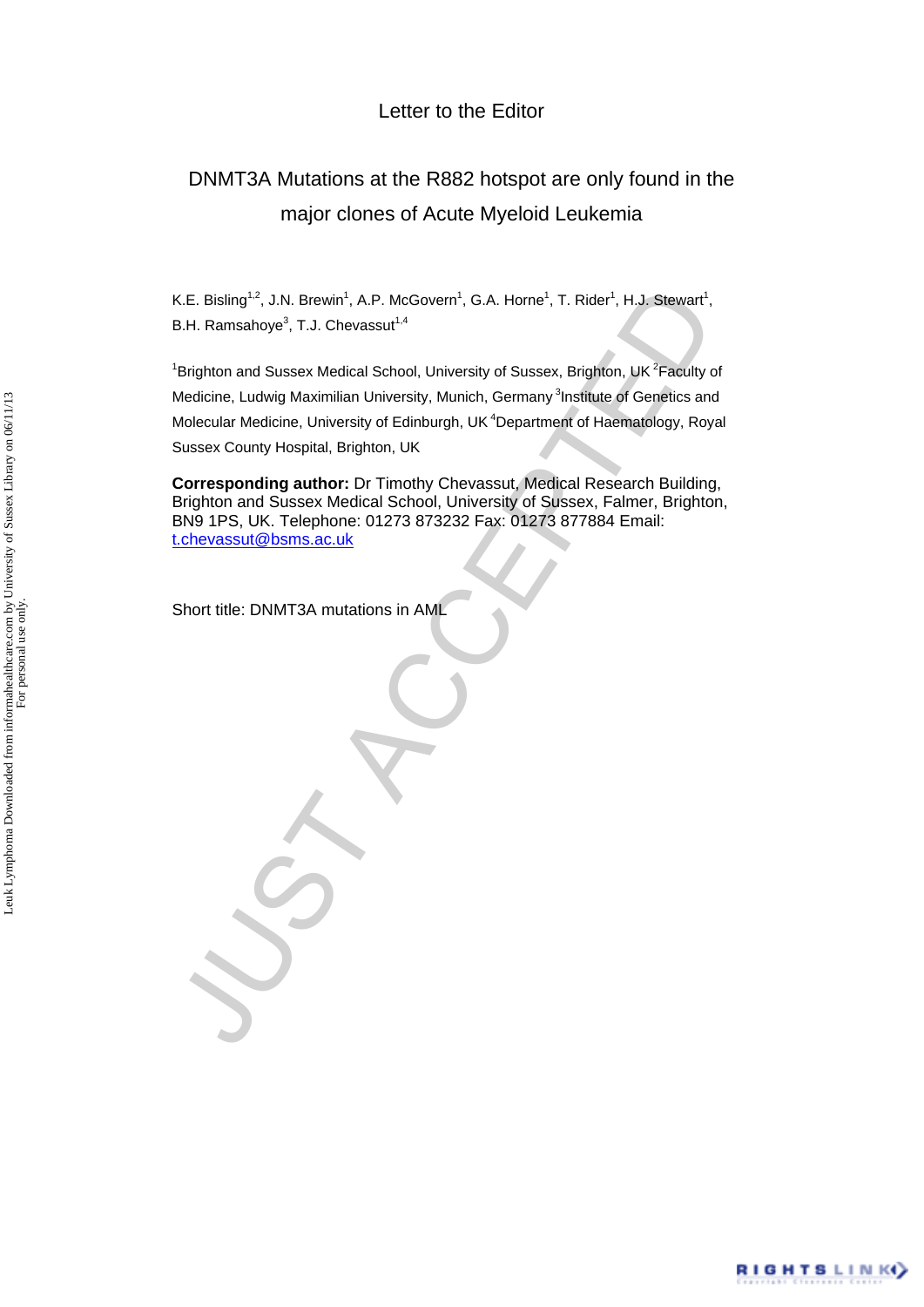Letter to the Editor

# DNMT3A Mutations at the R882 hotspot are only found in the major clones of Acute Myeloid Leukemia

K.E. Bisling[1,2], J.N. Brewin[1], A.P. McGovern[1], G.A. Horne[1], T. Rider[1], H.J. Stewart[1], B.H. Ramsahoye[3], T.J. Chevassut[1,4]

[1]Brighton and Sussex Medical School, University of Sussex, Brighton, UK [2]Faculty of Medicine, Ludwig Maximilian University, Munich, Germany [3]Institute of Genetics and Molecular Medicine, University of Edinburgh, UK [4]Department of Haematology, Royal Sussex County Hospital, Brighton, UK

**Corresponding author:** Dr Timothy Chevassut, Medical Research Building, Brighton and Sussex Medical School, University of Sussex, Falmer, Brighton, BN9 1PS, UK. Telephone: 01273 873232 Fax: 01273 877884 Email: t.chevassut@bsms.ac.uk

Short title: DNMT3A mutations in AML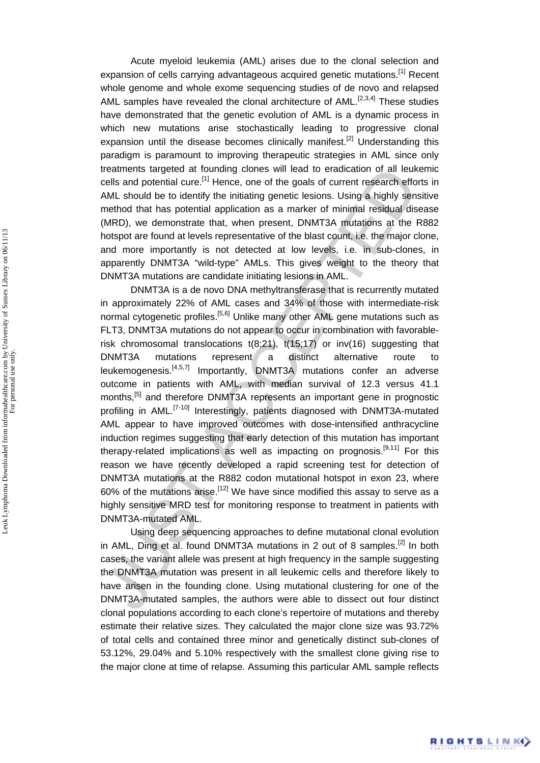Acute myeloid leukemia (AML) arises due to the clonal selection and expansion of cells carrying advantageous acquired genetic mutations.[1] Recent whole genome and whole exome sequencing studies of de novo and relapsed AML samples have revealed the clonal architecture of AML.[2,3,4] These studies have demonstrated that the genetic evolution of AML is a dynamic process in which new mutations arise stochastically leading to progressive clonal expansion until the disease becomes clinically manifest.[2] Understanding this paradigm is paramount to improving therapeutic strategies in AML since only treatments targeted at founding clones will lead to eradication of all leukemic cells and potential cure.[1] Hence, one of the goals of current research efforts in AML should be to identify the initiating genetic lesions. Using a highly sensitive method that has potential application as a marker of minimal residual disease (MRD), we demonstrate that, when present, DNMT3A mutations at the R882 hotspot are found at levels representative of the blast count, i.e. the major clone, and more importantly is not detected at low levels, i.e. in sub-clones, in apparently DNMT3A "wild-type" AMLs. This gives weight to the theory that DNMT3A mutations are candidate initiating lesions in AML.

DNMT3A is a de novo DNA methyltransferase that is recurrently mutated in approximately 22% of AML cases and 34% of those with intermediate-risk normal cytogenetic profiles.[5,6] Unlike many other AML gene mutations such as FLT3, DNMT3A mutations do not appear to occur in combination with favorable-risk chromosomal translocations t(8;21), t(15;17) or inv(16) suggesting that DNMT3A mutations represent a distinct alternative route to leukemogenesis.[4,5,7] Importantly, DNMT3A mutations confer an adverse outcome in patients with AML, with median survival of 12.3 versus 41.1 months,[5] and therefore DNMT3A represents an important gene in prognostic profiling in AML.[7-10] Interestingly, patients diagnosed with DNMT3A-mutated AML appear to have improved outcomes with dose-intensified anthracycline induction regimes suggesting that early detection of this mutation has important therapy-related implications as well as impacting on prognosis.[9,11] For this reason we have recently developed a rapid screening test for detection of DNMT3A mutations at the R882 codon mutational hotspot in exon 23, where 60% of the mutations arise.[12] We have since modified this assay to serve as a highly sensitive MRD test for monitoring response to treatment in patients with DNMT3A-mutated AML.

Using deep sequencing approaches to define mutational clonal evolution in AML, Ding et al. found DNMT3A mutations in 2 out of 8 samples.[2] In both cases, the variant allele was present at high frequency in the sample suggesting the DNMT3A mutation was present in all leukemic cells and therefore likely to have arisen in the founding clone. Using mutational clustering for one of the DNMT3A-mutated samples, the authors were able to dissect out four distinct clonal populations according to each clone's repertoire of mutations and thereby estimate their relative sizes. They calculated the major clone size was 93.72% of total cells and contained three minor and genetically distinct sub-clones of 53.12%, 29.04% and 5.10% respectively with the smallest clone giving rise to the major clone at time of relapse. Assuming this particular AML sample reflects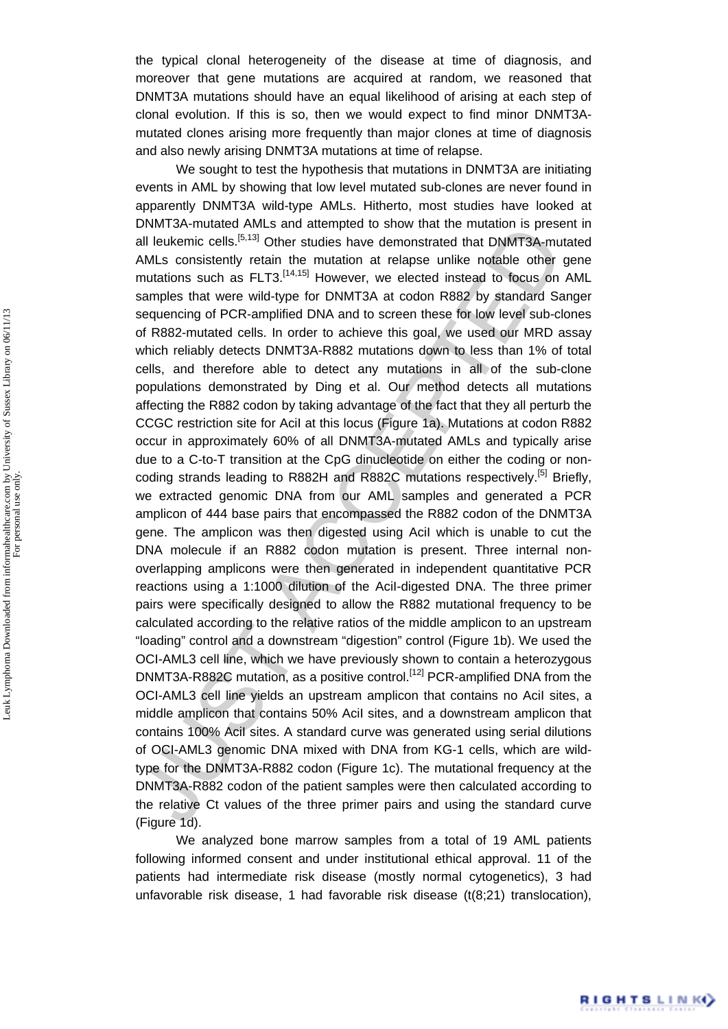the typical clonal heterogeneity of the disease at time of diagnosis, and moreover that gene mutations are acquired at random, we reasoned that DNMT3A mutations should have an equal likelihood of arising at each step of clonal evolution. If this is so, then we would expect to find minor DNMT3A-mutated clones arising more frequently than major clones at time of diagnosis and also newly arising DNMT3A mutations at time of relapse.

We sought to test the hypothesis that mutations in DNMT3A are initiating events in AML by showing that low level mutated sub-clones are never found in apparently DNMT3A wild-type AMLs. Hitherto, most studies have looked at DNMT3A-mutated AMLs and attempted to show that the mutation is present in all leukemic cells.[5,13] Other studies have demonstrated that DNMT3A-mutated AMLs consistently retain the mutation at relapse unlike notable other gene mutations such as FLT3.[14,15] However, we elected instead to focus on AML samples that were wild-type for DNMT3A at codon R882 by standard Sanger sequencing of PCR-amplified DNA and to screen these for low level sub-clones of R882-mutated cells. In order to achieve this goal, we used our MRD assay which reliably detects DNMT3A-R882 mutations down to less than 1% of total cells, and therefore able to detect any mutations in all of the sub-clone populations demonstrated by Ding et al. Our method detects all mutations affecting the R882 codon by taking advantage of the fact that they all perturb the CCGC restriction site for AciI at this locus (Figure 1a). Mutations at codon R882 occur in approximately 60% of all DNMT3A-mutated AMLs and typically arise due to a C-to-T transition at the CpG dinucleotide on either the coding or non-coding strands leading to R882H and R882C mutations respectively.[5] Briefly, we extracted genomic DNA from our AML samples and generated a PCR amplicon of 444 base pairs that encompassed the R882 codon of the DNMT3A gene. The amplicon was then digested using AciI which is unable to cut the DNA molecule if an R882 codon mutation is present. Three internal non-overlapping amplicons were then generated in independent quantitative PCR reactions using a 1:1000 dilution of the AciI-digested DNA. The three primer pairs were specifically designed to allow the R882 mutational frequency to be calculated according to the relative ratios of the middle amplicon to an upstream "loading" control and a downstream "digestion" control (Figure 1b). We used the OCI-AML3 cell line, which we have previously shown to contain a heterozygous DNMT3A-R882C mutation, as a positive control.[12] PCR-amplified DNA from the OCI-AML3 cell line yields an upstream amplicon that contains no AciI sites, a middle amplicon that contains 50% AciI sites, and a downstream amplicon that contains 100% AciI sites. A standard curve was generated using serial dilutions of OCI-AML3 genomic DNA mixed with DNA from KG-1 cells, which are wild-type for the DNMT3A-R882 codon (Figure 1c). The mutational frequency at the DNMT3A-R882 codon of the patient samples were then calculated according to the relative Ct values of the three primer pairs and using the standard curve (Figure 1d).

We analyzed bone marrow samples from a total of 19 AML patients following informed consent and under institutional ethical approval. 11 of the patients had intermediate risk disease (mostly normal cytogenetics), 3 had unfavorable risk disease, 1 had favorable risk disease (t(8;21) translocation),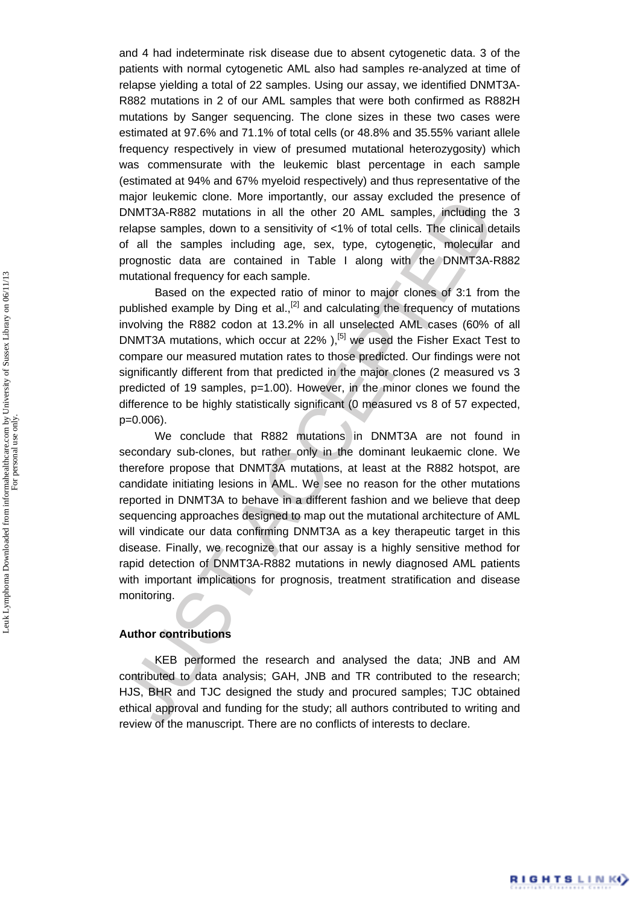and 4 had indeterminate risk disease due to absent cytogenetic data. 3 of the patients with normal cytogenetic AML also had samples re-analyzed at time of relapse yielding a total of 22 samples. Using our assay, we identified DNMT3A-R882 mutations in 2 of our AML samples that were both confirmed as R882H mutations by Sanger sequencing. The clone sizes in these two cases were estimated at 97.6% and 71.1% of total cells (or 48.8% and 35.55% variant allele frequency respectively in view of presumed mutational heterozygosity) which was commensurate with the leukemic blast percentage in each sample (estimated at 94% and 67% myeloid respectively) and thus representative of the major leukemic clone. More importantly, our assay excluded the presence of DNMT3A-R882 mutations in all the other 20 AML samples, including the 3 relapse samples, down to a sensitivity of <1% of total cells. The clinical details of all the samples including age, sex, type, cytogenetic, molecular and prognostic data are contained in Table I along with the DNMT3A-R882 mutational frequency for each sample.

Based on the expected ratio of minor to major clones of 3:1 from the published example by Ding et al.,[2] and calculating the frequency of mutations involving the R882 codon at 13.2% in all unselected AML cases (60% of all DNMT3A mutations, which occur at 22% ),[5] we used the Fisher Exact Test to compare our measured mutation rates to those predicted. Our findings were not significantly different from that predicted in the major clones (2 measured vs 3 predicted of 19 samples, p=1.00). However, in the minor clones we found the difference to be highly statistically significant (0 measured vs 8 of 57 expected, p=0.006).

We conclude that R882 mutations in DNMT3A are not found in secondary sub-clones, but rather only in the dominant leukaemic clone. We therefore propose that DNMT3A mutations, at least at the R882 hotspot, are candidate initiating lesions in AML. We see no reason for the other mutations reported in DNMT3A to behave in a different fashion and we believe that deep sequencing approaches designed to map out the mutational architecture of AML will vindicate our data confirming DNMT3A as a key therapeutic target in this disease. Finally, we recognize that our assay is a highly sensitive method for rapid detection of DNMT3A-R882 mutations in newly diagnosed AML patients with important implications for prognosis, treatment stratification and disease monitoring.

**Author contributions**

KEB performed the research and analysed the data; JNB and AM contributed to data analysis; GAH, JNB and TR contributed to the research; HJS, BHR and TJC designed the study and procured samples; TJC obtained ethical approval and funding for the study; all authors contributed to writing and review of the manuscript. There are no conflicts of interests to declare.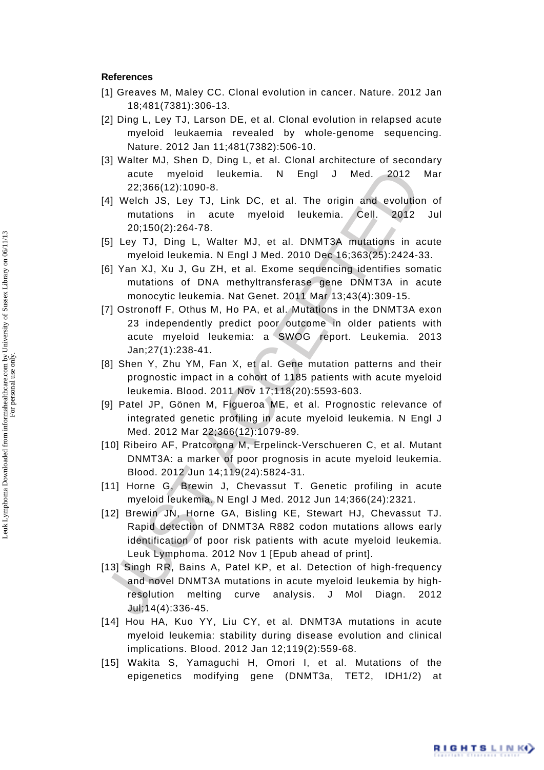**References**

[1] Greaves M, Maley CC. Clonal evolution in cancer. Nature. 2012 Jan 18;481(7381):306-13.

[2] Ding L, Ley TJ, Larson DE, et al. Clonal evolution in relapsed acute myeloid leukaemia revealed by whole-genome sequencing. Nature. 2012 Jan 11;481(7382):506-10.

[3] Walter MJ, Shen D, Ding L, et al. Clonal architecture of secondary acute myeloid leukemia. N Engl J Med. 2012 Mar 22;366(12):1090-8.

[4] Welch JS, Ley TJ, Link DC, et al. The origin and evolution of mutations in acute myeloid leukemia. Cell. 2012 Jul 20;150(2):264-78.

[5] Ley TJ, Ding L, Walter MJ, et al. DNMT3A mutations in acute myeloid leukemia. N Engl J Med. 2010 Dec 16;363(25):2424-33.

[6] Yan XJ, Xu J, Gu ZH, et al. Exome sequencing identifies somatic mutations of DNA methyltransferase gene DNMT3A in acute monocytic leukemia. Nat Genet. 2011 Mar 13;43(4):309-15.

[7] Ostronoff F, Othus M, Ho PA, et al. Mutations in the DNMT3A exon 23 independently predict poor outcome in older patients with acute myeloid leukemia: a SWOG report. Leukemia. 2013 Jan;27(1):238-41.

[8] Shen Y, Zhu YM, Fan X, et al. Gene mutation patterns and their prognostic impact in a cohort of 1185 patients with acute myeloid leukemia. Blood. 2011 Nov 17;118(20):5593-603.

[9] Patel JP, Gönen M, Figueroa ME, et al. Prognostic relevance of integrated genetic profiling in acute myeloid leukemia. N Engl J Med. 2012 Mar 22;366(12):1079-89.

[10] Ribeiro AF, Pratcorona M, Erpelinck-Verschueren C, et al. Mutant DNMT3A: a marker of poor prognosis in acute myeloid leukemia. Blood. 2012 Jun 14;119(24):5824-31.

[11] Horne G, Brewin J, Chevassut T. Genetic profiling in acute myeloid leukemia. N Engl J Med. 2012 Jun 14;366(24):2321.

[12] Brewin JN, Horne GA, Bisling KE, Stewart HJ, Chevassut TJ. Rapid detection of DNMT3A R882 codon mutations allows early identification of poor risk patients with acute myeloid leukemia. Leuk Lymphoma. 2012 Nov 1 [Epub ahead of print].

[13] Singh RR, Bains A, Patel KP, et al. Detection of high-frequency and novel DNMT3A mutations in acute myeloid leukemia by high-resolution melting curve analysis. J Mol Diagn. 2012 Jul;14(4):336-45.

[14] Hou HA, Kuo YY, Liu CY, et al. DNMT3A mutations in acute myeloid leukemia: stability during disease evolution and clinical implications. Blood. 2012 Jan 12;119(2):559-68.

[15] Wakita S, Yamaguchi H, Omori I, et al. Mutations of the epigenetics modifying gene (DNMT3a, TET2, IDH1/2) at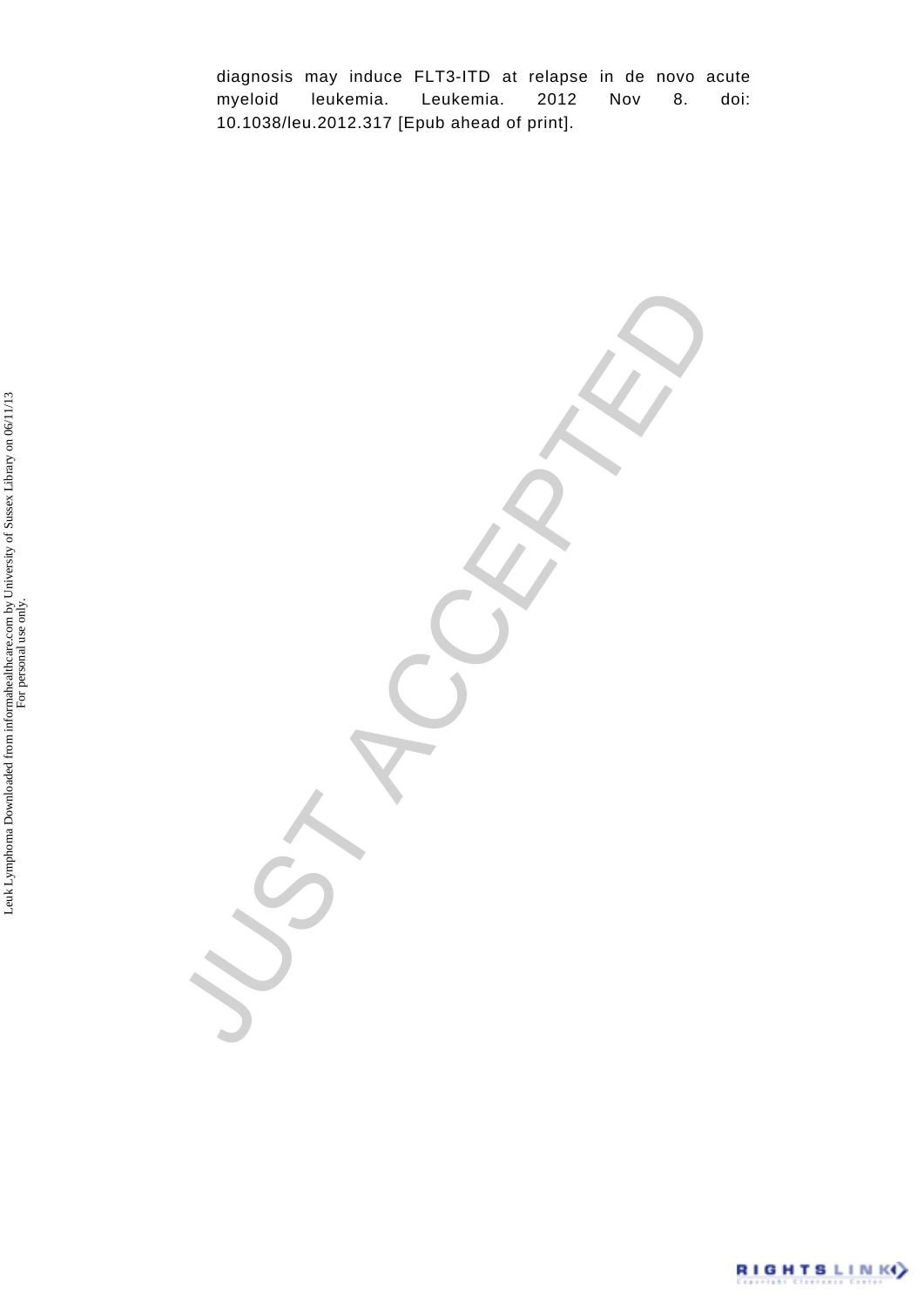diagnosis may induce FLT3-ITD at relapse in de novo acute myeloid leukemia. Leukemia. 2012 Nov 8. doi: 10.1038/leu.2012.317 [Epub ahead of print].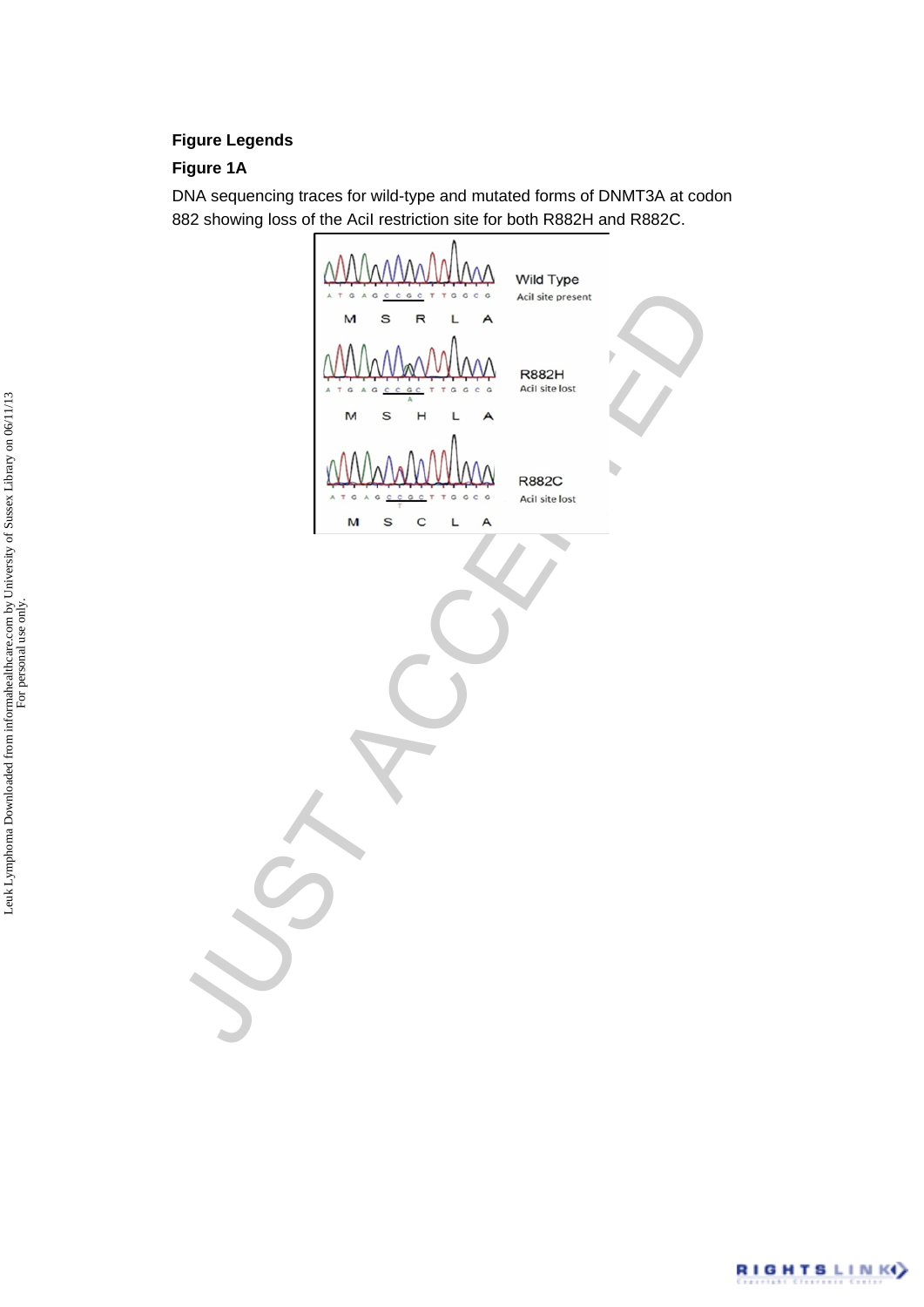## Figure Legends

### Figure 1A

DNA sequencing traces for wild-type and mutated forms of DNMT3A at codon 882 showing loss of the AciI restriction site for both R882H and R882C.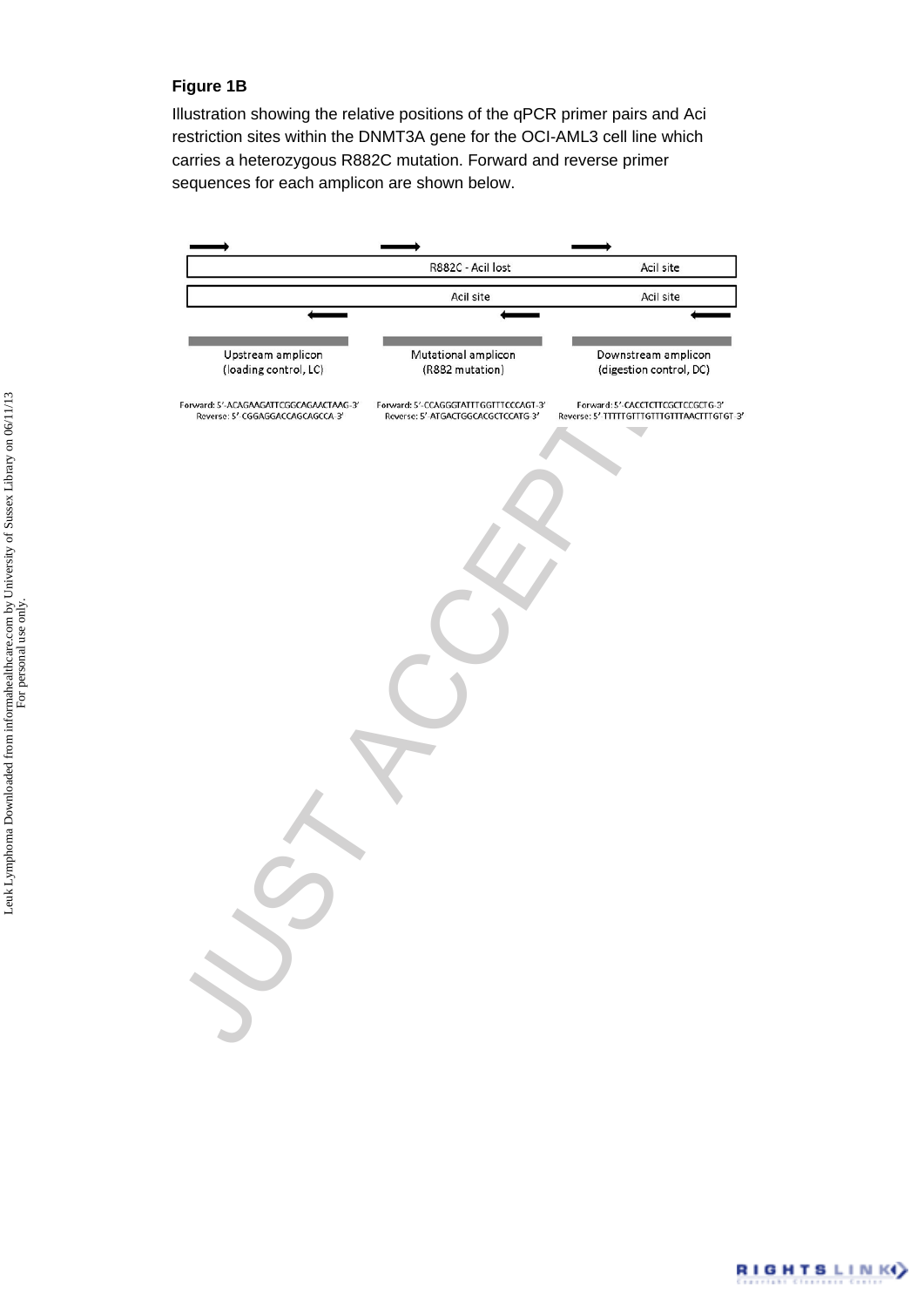**Figure 1B**

Illustration showing the relative positions of the qPCR primer pairs and Aci restriction sites within the DNMT3A gene for the OCI-AML3 cell line which carries a heterozygous R882C mutation. Forward and reverse primer sequences for each amplicon are shown below.

R882C - AciI lost

AciI site

AciI site

AciI site

Upstream amplicon (loading control, LC)

Mutational amplicon (R882 mutation)

Downstream amplicon (digestion control, DC)

Forward: 5'-ACAGAAGATTCGGCAGAACTAAG-3'
Reverse: 5'-CGGAGGACCAGCAGCCA-3'

Forward: 5'-CCAGGGTATTTGGTTTCCCAGT-3'
Reverse: 5'-ATGACTGGCACGCTCCATG-3'

Forward: 5'-CACCTCTTCGCTCCGCTG-3'
Reverse: 5'-TTTTTGTTTGTTTGTTTAACTTTGTGT-3'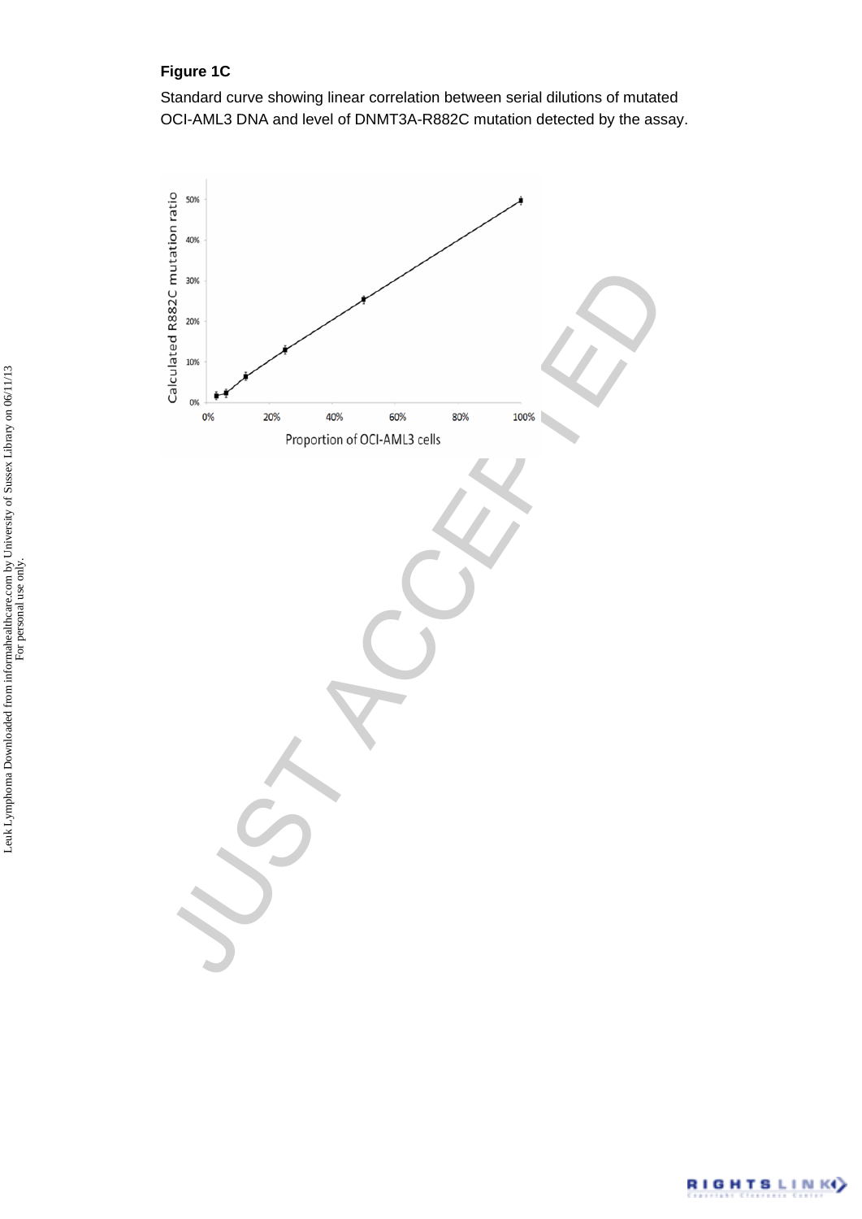**Figure 1C**

Standard curve showing linear correlation between serial dilutions of mutated OCI-AML3 DNA and level of DNMT3A-R882C mutation detected by the assay.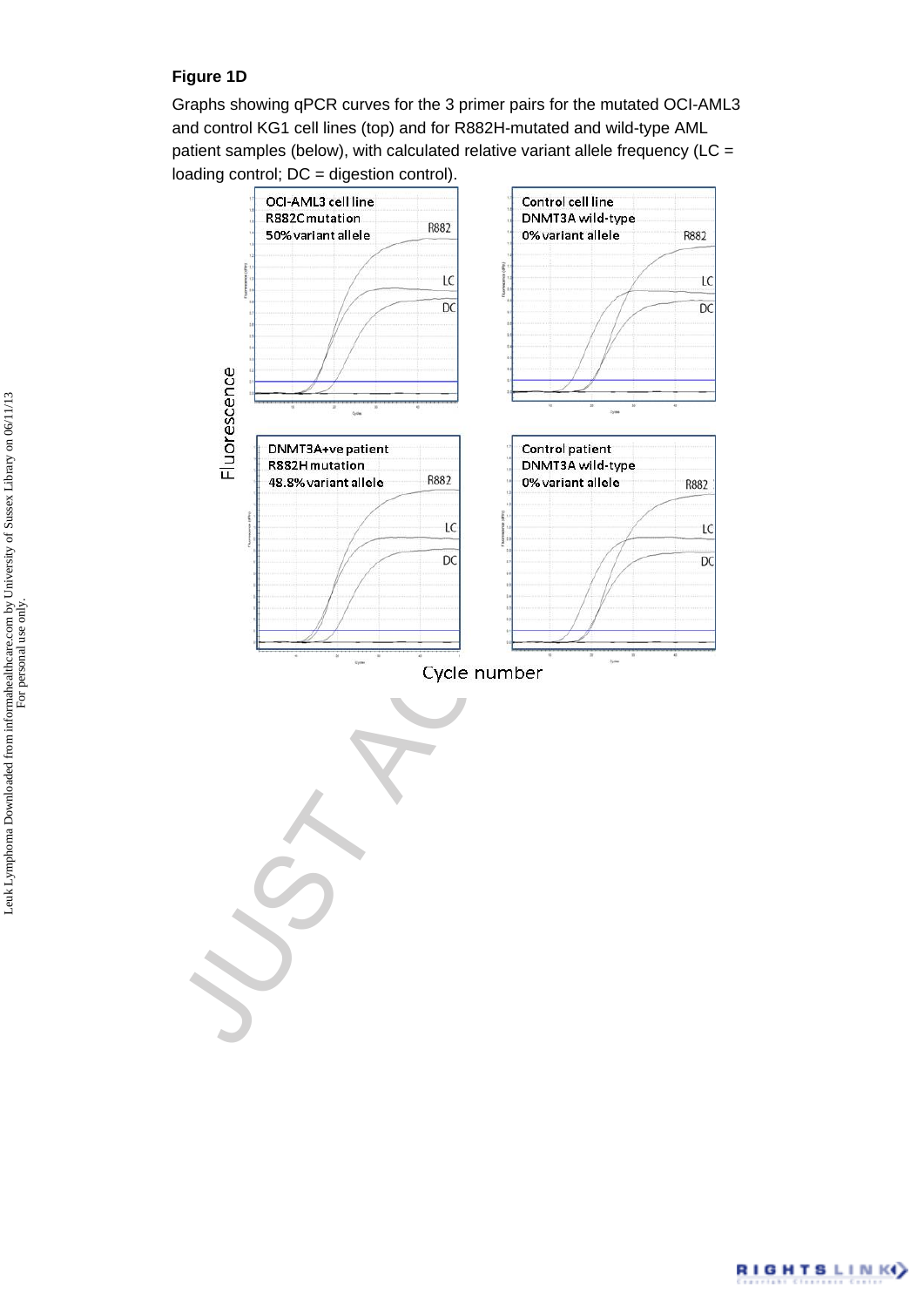**Figure 1D**

Graphs showing qPCR curves for the 3 primer pairs for the mutated OCI-AML3 and control KG1 cell lines (top) and for R882H-mutated and wild-type AML patient samples (below), with calculated relative variant allele frequency (LC = loading control; DC = digestion control).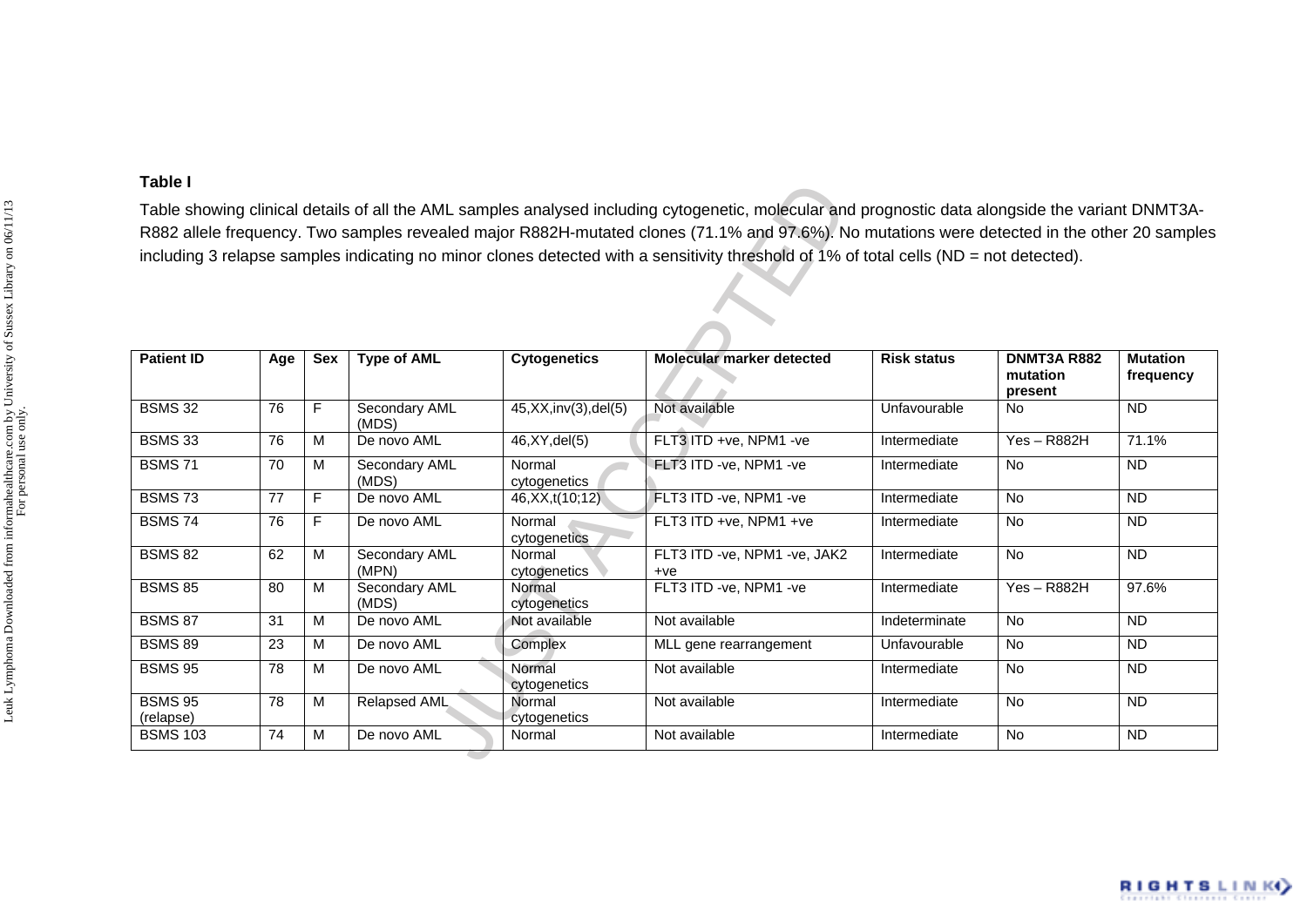**Table I**

Table showing clinical details of all the AML samples analysed including cytogenetic, molecular and prognostic data alongside the variant DNMT3A-R882 allele frequency. Two samples revealed major R882H-mutated clones (71.1% and 97.6%). No mutations were detected in the other 20 samples including 3 relapse samples indicating no minor clones detected with a sensitivity threshold of 1% of total cells (ND = not detected).

| Patient ID | Age | Sex | Type of AML | Cytogenetics | Molecular marker detected | Risk status | DNMT3A R882 mutation present | Mutation frequency |
|---|---|---|---|---|---|---|---|---|
| BSMS 32 | 76 | F | Secondary AML (MDS) | 45,XX,inv(3),del(5) | Not available | Unfavourable | No | ND |
| BSMS 33 | 76 | M | De novo AML | 46,XY,del(5) | FLT3 ITD +ve, NPM1 -ve | Intermediate | Yes – R882H | 71.1% |
| BSMS 71 | 70 | M | Secondary AML (MDS) | Normal cytogenetics | FLT3 ITD -ve, NPM1 -ve | Intermediate | No | ND |
| BSMS 73 | 77 | F | De novo AML | 46,XX,t(10;12) | FLT3 ITD -ve, NPM1 -ve | Intermediate | No | ND |
| BSMS 74 | 76 | F | De novo AML | Normal cytogenetics | FLT3 ITD +ve, NPM1 +ve | Intermediate | No | ND |
| BSMS 82 | 62 | M | Secondary AML (MPN) | Normal cytogenetics | FLT3 ITD -ve, NPM1 -ve, JAK2 +ve | Intermediate | No | ND |
| BSMS 85 | 80 | M | Secondary AML (MDS) | Normal cytogenetics | FLT3 ITD -ve, NPM1 -ve | Intermediate | Yes – R882H | 97.6% |
| BSMS 87 | 31 | M | De novo AML | Not available | Not available | Indeterminate | No | ND |
| BSMS 89 | 23 | M | De novo AML | Complex | MLL gene rearrangement | Unfavourable | No | ND |
| BSMS 95 | 78 | M | De novo AML | Normal cytogenetics | Not available | Intermediate | No | ND |
| BSMS 95 (relapse) | 78 | M | Relapsed AML | Normal cytogenetics | Not available | Intermediate | No | ND |
| BSMS 103 | 74 | M | De novo AML | Normal | Not available | Intermediate | No | ND |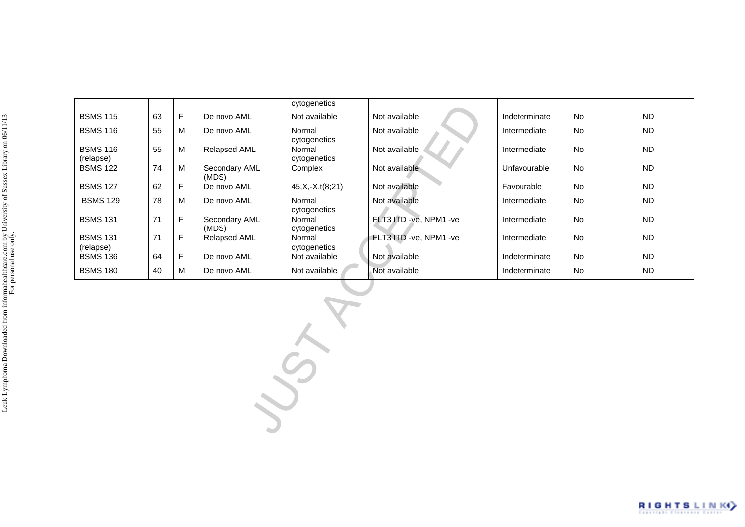| | | | | | | | | |
|---|---|---|---|---|---|---|---|---|
| | | | | cytogenetics | | | | |
| BSMS 115 | 63 | F | De novo AML | Not available | Not available | Indeterminate | No | ND |
| BSMS 116 | 55 | M | De novo AML | Normal cytogenetics | Not available | Intermediate | No | ND |
| BSMS 116 (relapse) | 55 | M | Relapsed AML | Normal cytogenetics | Not available | Intermediate | No | ND |
| BSMS 122 | 74 | M | Secondary AML (MDS) | Complex | Not available | Unfavourable | No | ND |
| BSMS 127 | 62 | F | De novo AML | 45,X,-X,t(8;21) | Not available | Favourable | No | ND |
| BSMS 129 | 78 | M | De novo AML | Normal cytogenetics | Not available | Intermediate | No | ND |
| BSMS 131 | 71 | F | Secondary AML (MDS) | Normal cytogenetics | FLT3 ITD -ve, NPM1 -ve | Intermediate | No | ND |
| BSMS 131 (relapse) | 71 | F | Relapsed AML | Normal cytogenetics | FLT3 ITD -ve, NPM1 -ve | Intermediate | No | ND |
| BSMS 136 | 64 | F | De novo AML | Not available | Not available | Indeterminate | No | ND |
| BSMS 180 | 40 | M | De novo AML | Not available | Not available | Indeterminate | No | ND |